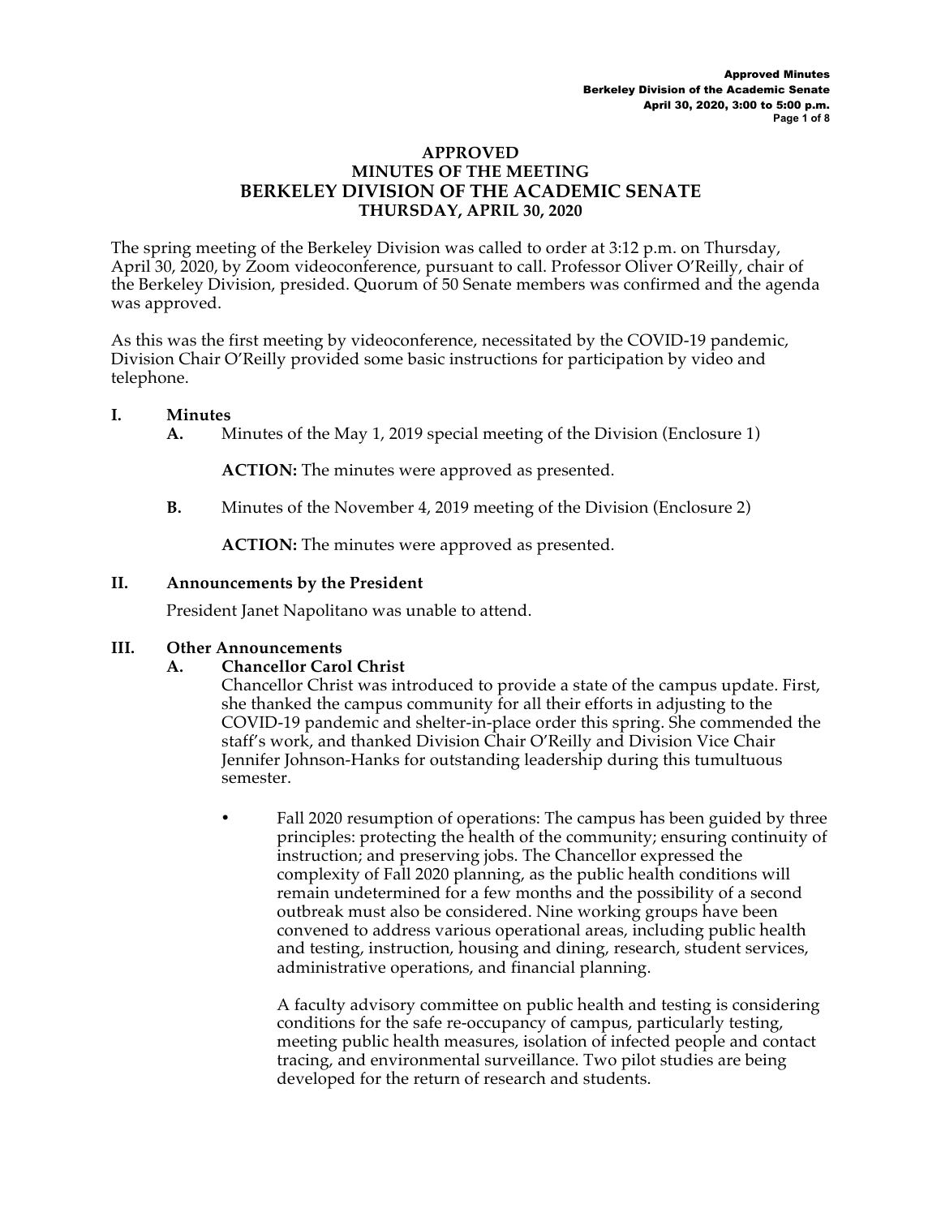# APPROVED
# MINUTES OF THE MEETING
# BERKELEY DIVISION OF THE ACADEMIC SENATE
## THURSDAY, APRIL 30, 2020

The spring meeting of the Berkeley Division was called to order at 3:12 p.m. on Thursday, April 30, 2020, by Zoom videoconference, pursuant to call. Professor Oliver O'Reilly, chair of the Berkeley Division, presided. Quorum of 50 Senate members was confirmed and the agenda was approved.

As this was the first meeting by videoconference, necessitated by the COVID-19 pandemic, Division Chair O'Reilly provided some basic instructions for participation by video and telephone.

## I. Minutes

**A.** Minutes of the May 1, 2019 special meeting of the Division (Enclosure 1)

**ACTION:** The minutes were approved as presented.

**B.** Minutes of the November 4, 2019 meeting of the Division (Enclosure 2)

**ACTION:** The minutes were approved as presented.

## II. Announcements by the President

President Janet Napolitano was unable to attend.

## III. Other Announcements

### A. Chancellor Carol Christ

Chancellor Christ was introduced to provide a state of the campus update. First, she thanked the campus community for all their efforts in adjusting to the COVID-19 pandemic and shelter-in-place order this spring. She commended the staff's work, and thanked Division Chair O'Reilly and Division Vice Chair Jennifer Johnson-Hanks for outstanding leadership during this tumultuous semester.

- Fall 2020 resumption of operations: The campus has been guided by three principles: protecting the health of the community; ensuring continuity of instruction; and preserving jobs. The Chancellor expressed the complexity of Fall 2020 planning, as the public health conditions will remain undetermined for a few months and the possibility of a second outbreak must also be considered. Nine working groups have been convened to address various operational areas, including public health and testing, instruction, housing and dining, research, student services, administrative operations, and financial planning.

  A faculty advisory committee on public health and testing is considering conditions for the safe re-occupancy of campus, particularly testing, meeting public health measures, isolation of infected people and contact tracing, and environmental surveillance. Two pilot studies are being developed for the return of research and students.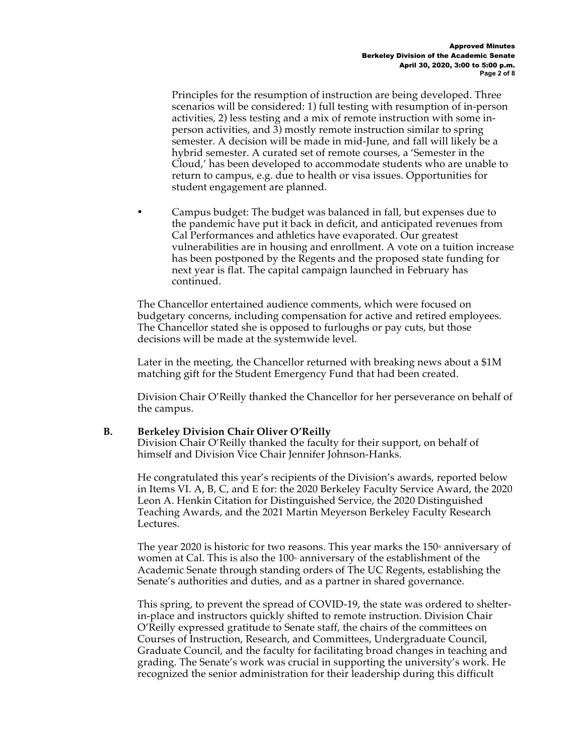Principles for the resumption of instruction are being developed. Three scenarios will be considered: 1) full testing with resumption of in-person activities, 2) less testing and a mix of remote instruction with some in-person activities, and 3) mostly remote instruction similar to spring semester. A decision will be made in mid-June, and fall will likely be a hybrid semester. A curated set of remote courses, a 'Semester in the Cloud,' has been developed to accommodate students who are unable to return to campus, e.g. due to health or visa issues. Opportunities for student engagement are planned.

- Campus budget: The budget was balanced in fall, but expenses due to the pandemic have put it back in deficit, and anticipated revenues from Cal Performances and athletics have evaporated. Our greatest vulnerabilities are in housing and enrollment. A vote on a tuition increase has been postponed by the Regents and the proposed state funding for next year is flat. The capital campaign launched in February has continued.

The Chancellor entertained audience comments, which were focused on budgetary concerns, including compensation for active and retired employees. The Chancellor stated she is opposed to furloughs or pay cuts, but those decisions will be made at the systemwide level.

Later in the meeting, the Chancellor returned with breaking news about a $1M matching gift for the Student Emergency Fund that had been created.

Division Chair O'Reilly thanked the Chancellor for her perseverance on behalf of the campus.

**B. Berkeley Division Chair Oliver O'Reilly**

Division Chair O'Reilly thanked the faculty for their support, on behalf of himself and Division Vice Chair Jennifer Johnson-Hanks.

He congratulated this year's recipients of the Division's awards, reported below in Items VI. A, B, C, and E for: the 2020 Berkeley Faculty Service Award, the 2020 Leon A. Henkin Citation for Distinguished Service, the 2020 Distinguished Teaching Awards, and the 2021 Martin Meyerson Berkeley Faculty Research Lectures.

The year 2020 is historic for two reasons. This year marks the 150th anniversary of women at Cal. This is also the 100th anniversary of the establishment of the Academic Senate through standing orders of The UC Regents, establishing the Senate's authorities and duties, and as a partner in shared governance.

This spring, to prevent the spread of COVID-19, the state was ordered to shelter-in-place and instructors quickly shifted to remote instruction. Division Chair O'Reilly expressed gratitude to Senate staff, the chairs of the committees on Courses of Instruction, Research, and Committees, Undergraduate Council, Graduate Council, and the faculty for facilitating broad changes in teaching and grading. The Senate's work was crucial in supporting the university's work. He recognized the senior administration for their leadership during this difficult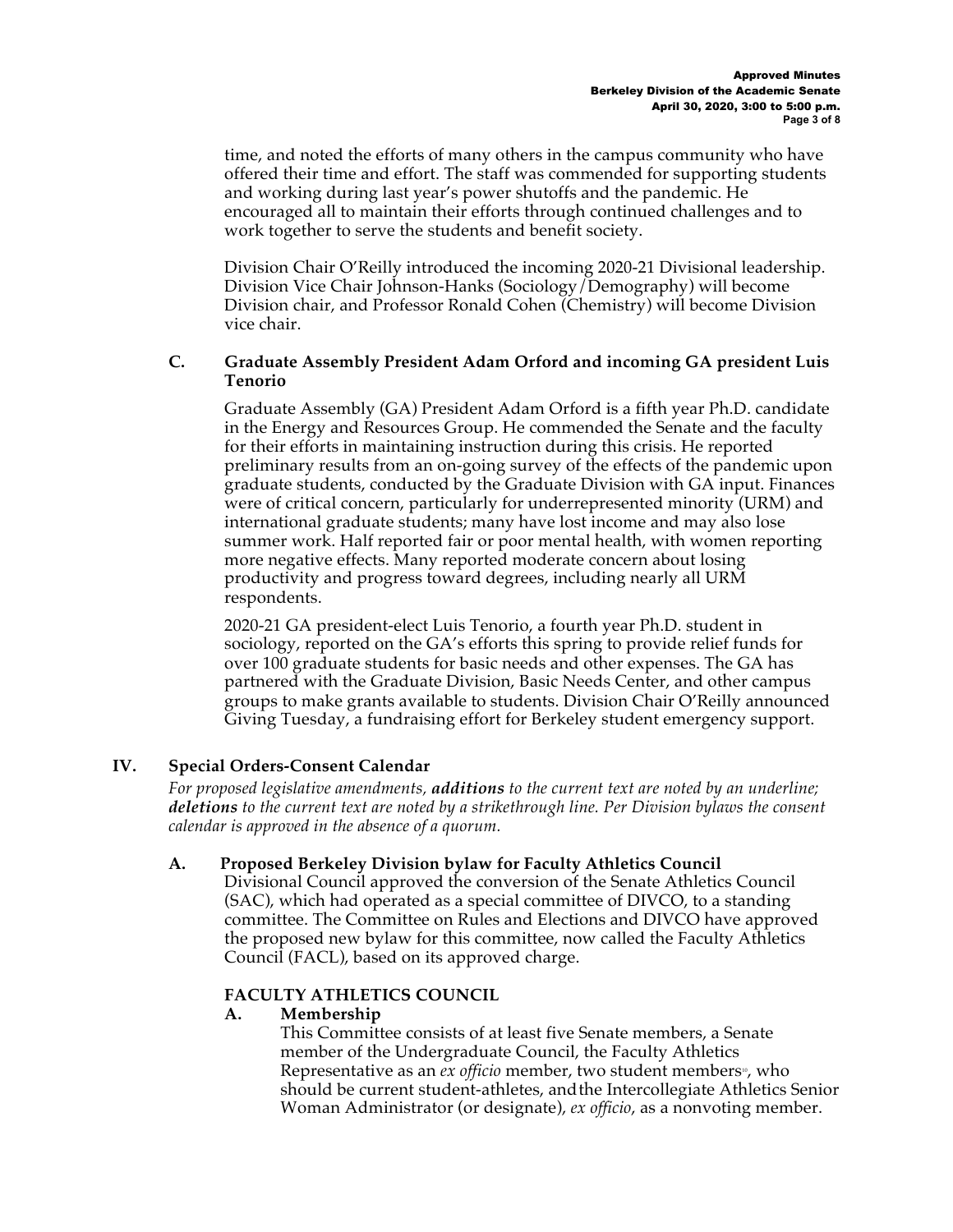time, and noted the efforts of many others in the campus community who have offered their time and effort. The staff was commended for supporting students and working during last year's power shutoffs and the pandemic. He encouraged all to maintain their efforts through continued challenges and to work together to serve the students and benefit society.

Division Chair O'Reilly introduced the incoming 2020-21 Divisional leadership. Division Vice Chair Johnson-Hanks (Sociology/Demography) will become Division chair, and Professor Ronald Cohen (Chemistry) will become Division vice chair.

### C. Graduate Assembly President Adam Orford and incoming GA president Luis Tenorio

Graduate Assembly (GA) President Adam Orford is a fifth year Ph.D. candidate in the Energy and Resources Group. He commended the Senate and the faculty for their efforts in maintaining instruction during this crisis. He reported preliminary results from an on-going survey of the effects of the pandemic upon graduate students, conducted by the Graduate Division with GA input. Finances were of critical concern, particularly for underrepresented minority (URM) and international graduate students; many have lost income and may also lose summer work. Half reported fair or poor mental health, with women reporting more negative effects. Many reported moderate concern about losing productivity and progress toward degrees, including nearly all URM respondents.

2020-21 GA president-elect Luis Tenorio, a fourth year Ph.D. student in sociology, reported on the GA's efforts this spring to provide relief funds for over 100 graduate students for basic needs and other expenses. The GA has partnered with the Graduate Division, Basic Needs Center, and other campus groups to make grants available to students. Division Chair O'Reilly announced Giving Tuesday, a fundraising effort for Berkeley student emergency support.

## IV. Special Orders-Consent Calendar

*For proposed legislative amendments, **additions** to the current text are noted by an underline; **deletions** to the current text are noted by a strikethrough line. Per Division bylaws the consent calendar is approved in the absence of a quorum.*

### A. Proposed Berkeley Division bylaw for Faculty Athletics Council

Divisional Council approved the conversion of the Senate Athletics Council (SAC), which had operated as a special committee of DIVCO, to a standing committee. The Committee on Rules and Elections and DIVCO have approved the proposed new bylaw for this committee, now called the Faculty Athletics Council (FACL), based on its approved charge.

**FACULTY ATHLETICS COUNCIL**

**A. Membership**

This Committee consists of at least five Senate members, a Senate member of the Undergraduate Council, the Faculty Athletics Representative as an *ex officio* member, two student members[ii], who should be current student-athletes, and the Intercollegiate Athletics Senior Woman Administrator (or designate), *ex officio*, as a nonvoting member.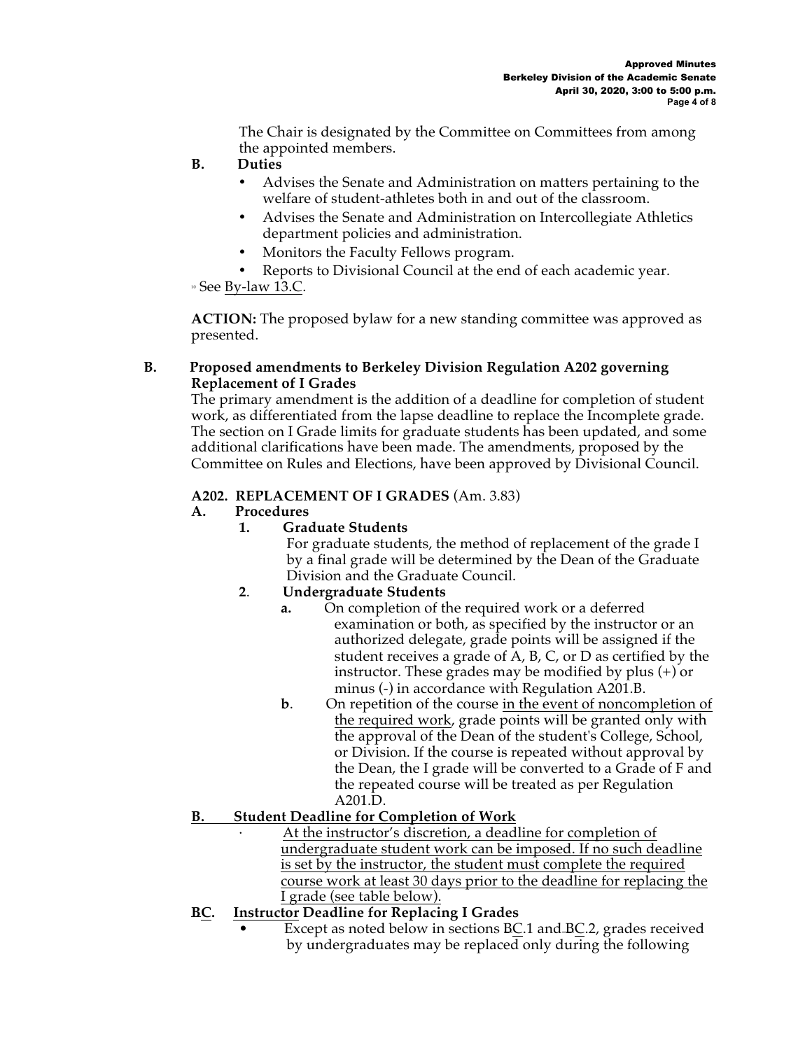The Chair is designated by the Committee on Committees from among the appointed members.

**B. Duties**

- Advises the Senate and Administration on matters pertaining to the welfare of student-athletes both in and out of the classroom.
- Advises the Senate and Administration on Intercollegiate Athletics department policies and administration.
- Monitors the Faculty Fellows program.
- Reports to Divisional Council at the end of each academic year.

[10] See By-law 13.C.

**ACTION:** The proposed bylaw for a new standing committee was approved as presented.

**B. Proposed amendments to Berkeley Division Regulation A202 governing Replacement of I Grades**

The primary amendment is the addition of a deadline for completion of student work, as differentiated from the lapse deadline to replace the Incomplete grade. The section on I Grade limits for graduate students has been updated, and some additional clarifications have been made. The amendments, proposed by the Committee on Rules and Elections, have been approved by Divisional Council.

**A202. REPLACEMENT OF I GRADES** (Am. 3.83)

**A. Procedures**

**1. Graduate Students**

For graduate students, the method of replacement of the grade I by a final grade will be determined by the Dean of the Graduate Division and the Graduate Council.

**2. Undergraduate Students**

**a.** On completion of the required work or a deferred examination or both, as specified by the instructor or an authorized delegate, grade points will be assigned if the student receives a grade of A, B, C, or D as certified by the instructor. These grades may be modified by plus (+) or minus (-) in accordance with Regulation A201.B.

**b.** On repetition of the course in the event of noncompletion of the required work, grade points will be granted only with the approval of the Dean of the student's College, School, or Division. If the course is repeated without approval by the Dean, the I grade will be converted to a Grade of F and the repeated course will be treated as per Regulation A201.D.

**B. Student Deadline for Completion of Work**

- At the instructor's discretion, a deadline for completion of undergraduate student work can be imposed. If no such deadline is set by the instructor, the student must complete the required course work at least 30 days prior to the deadline for replacing the I grade (see table below).

**BC. Instructor Deadline for Replacing I Grades**

- Except as noted below in sections BC.1 and BC.2, grades received by undergraduates may be replaced only during the following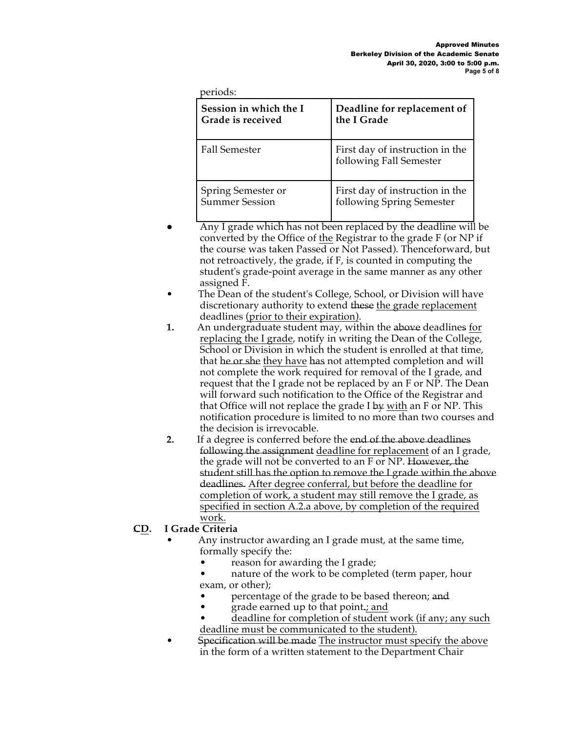periods:

| Session in which the I Grade is received | Deadline for replacement of the I Grade |
|---|---|
| Fall Semester | First day of instruction in the following Fall Semester |
| Spring Semester or Summer Session | First day of instruction in the following Spring Semester |

- Any I grade which has not been replaced by the deadline will be converted by the Office of <u>the</u> Registrar to the grade F (or NP if the course was taken Passed or Not Passed). Thenceforward, but not retroactively, the grade, if F, is counted in computing the student's grade-point average in the same manner as any other assigned F.
- The Dean of the student's College, School, or Division will have discretionary authority to extend ~~these~~ <u>the grade replacement</u> deadlines <u>(prior to their expiration)</u>.

1. An undergraduate student may, within the ~~above~~ deadlines <u>for replacing the I grade</u>, notify in writing the Dean of the College, School or Division in which the student is enrolled at that time, that ~~<u>he or she</u>~~ <u>they have</u> ~~has~~ not attempted completion and will not complete the work required for removal of the I grade, and request that the I grade not be replaced by an F or NP. The Dean will forward such notification to the Office of the Registrar and that Office will not replace the grade I ~~by~~ <u>with</u> an F or NP. This notification procedure is limited to no more than two courses and the decision is irrevocable.
2. If a degree is conferred before the ~~end of the above deadlines following the assignment~~ <u>deadline for replacement</u> of an I grade, the grade will not be converted to an F or NP. ~~However, the student still has the option to remove the I grade within the above deadlines.~~ <u>After degree conferral, but before the deadline for completion of work, a student may still remove the I grade, as specified in section A.2.a above, by completion of the required work.</u>

## ~~C~~<u>D</u>. I Grade Criteria

- Any instructor awarding an I grade must, at the same time, formally specify the:
  - reason for awarding the I grade;
  - nature of the work to be completed (term paper, hour exam, or other);
  - percentage of the grade to be based thereon; ~~and~~
  - grade earned up to that point~~.~~<u>; and</u>
  - <u>deadline for completion of student work (if any; any such deadline must be communicated to the student).</u>
- ~~Specification will be made~~ <u>The instructor must specify the above</u> in the form of a written statement to the Department Chair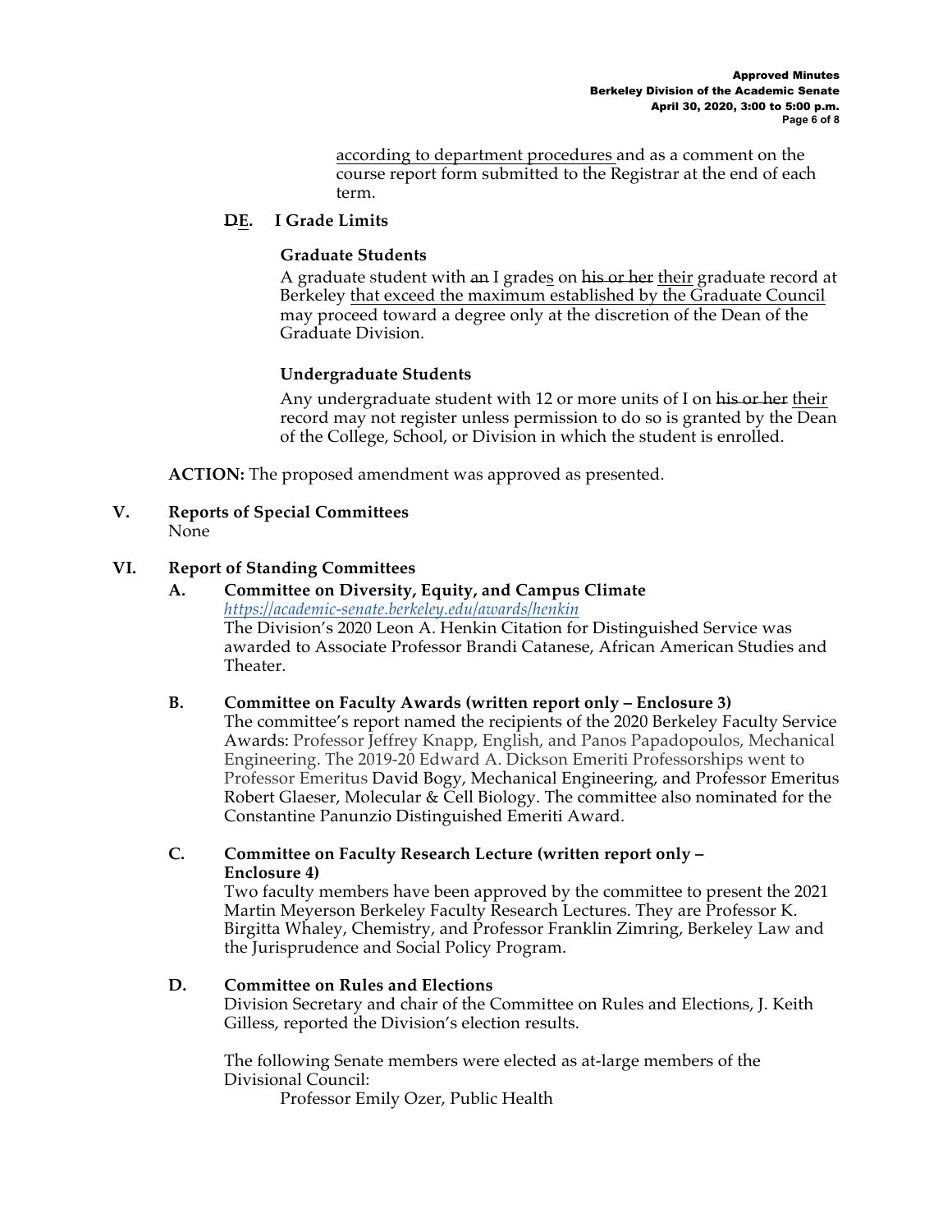according to department procedures and as a comment on the course report form submitted to the Registrar at the end of each term.

### ~~D~~E. I Grade Limits

**Graduate Students**

A graduate student with ~~an~~ I grades on ~~his or her~~ their graduate record at Berkeley that exceed the maximum established by the Graduate Council may proceed toward a degree only at the discretion of the Dean of the Graduate Division.

**Undergraduate Students**

Any undergraduate student with 12 or more units of I on ~~his or her~~ their record may not register unless permission to do so is granted by the Dean of the College, School, or Division in which the student is enrolled.

**ACTION:** The proposed amendment was approved as presented.

## V. Reports of Special Committees

None

## VI. Report of Standing Committees

### A. Committee on Diversity, Equity, and Campus Climate

*https://academic-senate.berkeley.edu/awards/henkin*

The Division's 2020 Leon A. Henkin Citation for Distinguished Service was awarded to Associate Professor Brandi Catanese, African American Studies and Theater.

### B. Committee on Faculty Awards (written report only – Enclosure 3)

The committee's report named the recipients of the 2020 Berkeley Faculty Service Awards: Professor Jeffrey Knapp, English, and Panos Papadopoulos, Mechanical Engineering. The 2019-20 Edward A. Dickson Emeriti Professorships went to Professor Emeritus David Bogy, Mechanical Engineering, and Professor Emeritus Robert Glaeser, Molecular & Cell Biology. The committee also nominated for the Constantine Panunzio Distinguished Emeriti Award.

### C. Committee on Faculty Research Lecture (written report only – Enclosure 4)

Two faculty members have been approved by the committee to present the 2021 Martin Meyerson Berkeley Faculty Research Lectures. They are Professor K. Birgitta Whaley, Chemistry, and Professor Franklin Zimring, Berkeley Law and the Jurisprudence and Social Policy Program.

### D. Committee on Rules and Elections

Division Secretary and chair of the Committee on Rules and Elections, J. Keith Gilless, reported the Division's election results.

The following Senate members were elected as at-large members of the Divisional Council:

Professor Emily Ozer, Public Health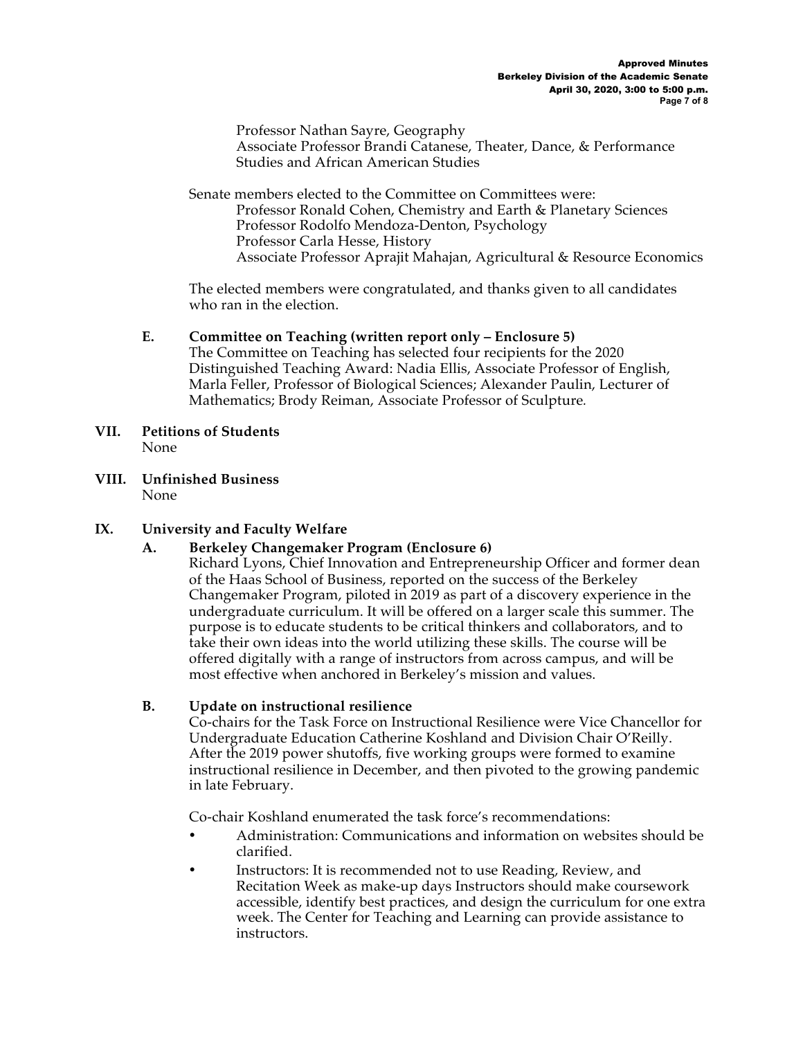Professor Nathan Sayre, Geography
Associate Professor Brandi Catanese, Theater, Dance, & Performance Studies and African American Studies

Senate members elected to the Committee on Committees were:
Professor Ronald Cohen, Chemistry and Earth & Planetary Sciences
Professor Rodolfo Mendoza-Denton, Psychology
Professor Carla Hesse, History
Associate Professor Aprajit Mahajan, Agricultural & Resource Economics

The elected members were congratulated, and thanks given to all candidates who ran in the election.

**E. Committee on Teaching (written report only – Enclosure 5)**

The Committee on Teaching has selected four recipients for the 2020 Distinguished Teaching Award: Nadia Ellis, Associate Professor of English, Marla Feller, Professor of Biological Sciences; Alexander Paulin, Lecturer of Mathematics; Brody Reiman, Associate Professor of Sculpture.

## VII. Petitions of Students

None

## VIII. Unfinished Business

None

## IX. University and Faculty Welfare

**A. Berkeley Changemaker Program (Enclosure 6)**

Richard Lyons, Chief Innovation and Entrepreneurship Officer and former dean of the Haas School of Business, reported on the success of the Berkeley Changemaker Program, piloted in 2019 as part of a discovery experience in the undergraduate curriculum. It will be offered on a larger scale this summer. The purpose is to educate students to be critical thinkers and collaborators, and to take their own ideas into the world utilizing these skills. The course will be offered digitally with a range of instructors from across campus, and will be most effective when anchored in Berkeley's mission and values.

**B. Update on instructional resilience**

Co-chairs for the Task Force on Instructional Resilience were Vice Chancellor for Undergraduate Education Catherine Koshland and Division Chair O'Reilly. After the 2019 power shutoffs, five working groups were formed to examine instructional resilience in December, and then pivoted to the growing pandemic in late February.

Co-chair Koshland enumerated the task force's recommendations:

- Administration: Communications and information on websites should be clarified.
- Instructors: It is recommended not to use Reading, Review, and Recitation Week as make-up days Instructors should make coursework accessible, identify best practices, and design the curriculum for one extra week. The Center for Teaching and Learning can provide assistance to instructors.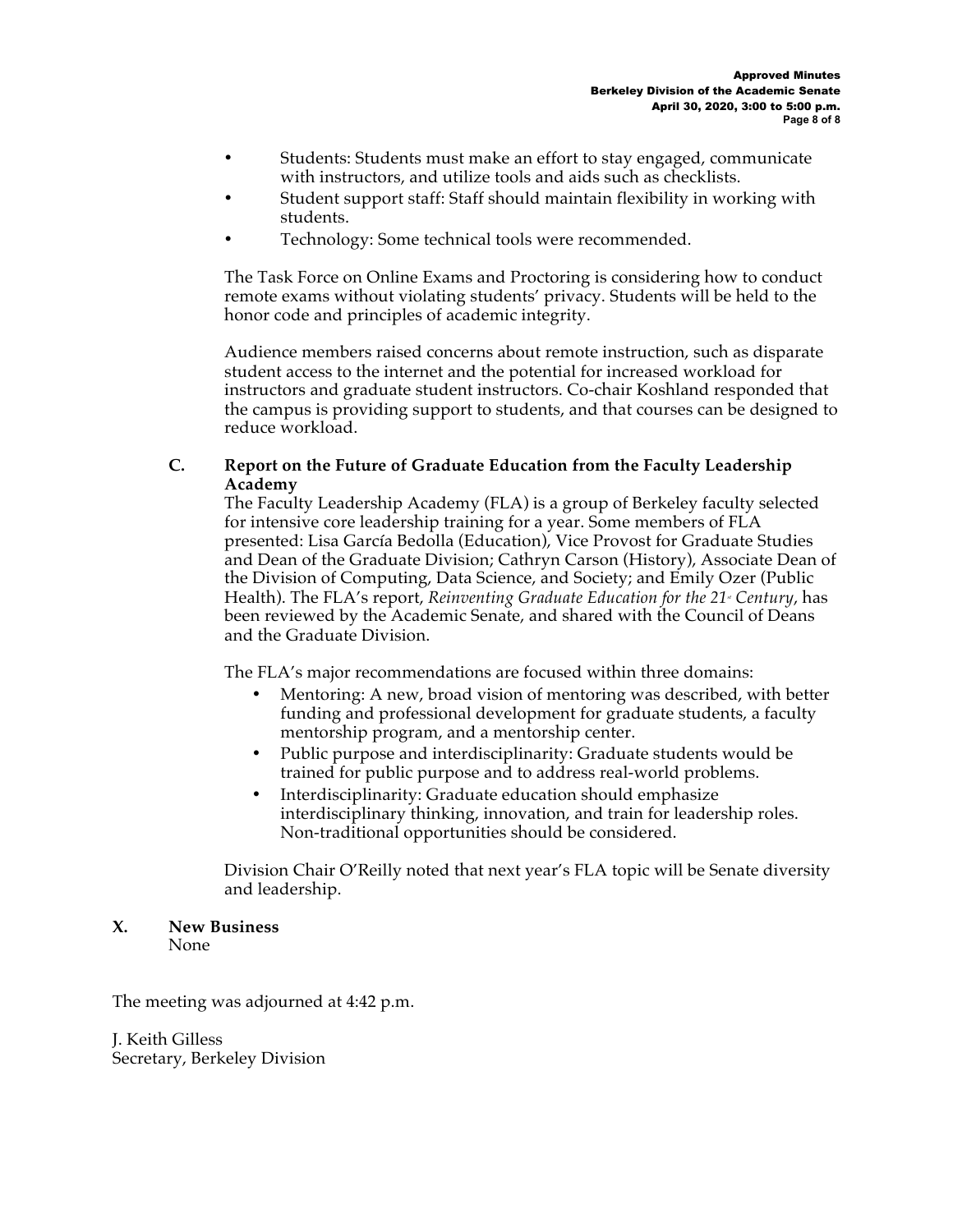- Students: Students must make an effort to stay engaged, communicate with instructors, and utilize tools and aids such as checklists.
- Student support staff: Staff should maintain flexibility in working with students.
- Technology: Some technical tools were recommended.

The Task Force on Online Exams and Proctoring is considering how to conduct remote exams without violating students' privacy. Students will be held to the honor code and principles of academic integrity.

Audience members raised concerns about remote instruction, such as disparate student access to the internet and the potential for increased workload for instructors and graduate student instructors. Co-chair Koshland responded that the campus is providing support to students, and that courses can be designed to reduce workload.

**C. Report on the Future of Graduate Education from the Faculty Leadership Academy**

The Faculty Leadership Academy (FLA) is a group of Berkeley faculty selected for intensive core leadership training for a year. Some members of FLA presented: Lisa García Bedolla (Education), Vice Provost for Graduate Studies and Dean of the Graduate Division; Cathryn Carson (History), Associate Dean of the Division of Computing, Data Science, and Society; and Emily Ozer (Public Health). The FLA's report, *Reinventing Graduate Education for the 21st Century*, has been reviewed by the Academic Senate, and shared with the Council of Deans and the Graduate Division.

The FLA's major recommendations are focused within three domains:

- Mentoring: A new, broad vision of mentoring was described, with better funding and professional development for graduate students, a faculty mentorship program, and a mentorship center.
- Public purpose and interdisciplinarity: Graduate students would be trained for public purpose and to address real-world problems.
- Interdisciplinarity: Graduate education should emphasize interdisciplinary thinking, innovation, and train for leadership roles. Non-traditional opportunities should be considered.

Division Chair O'Reilly noted that next year's FLA topic will be Senate diversity and leadership.

**X. New Business**

None

The meeting was adjourned at 4:42 p.m.

J. Keith Gilless
Secretary, Berkeley Division